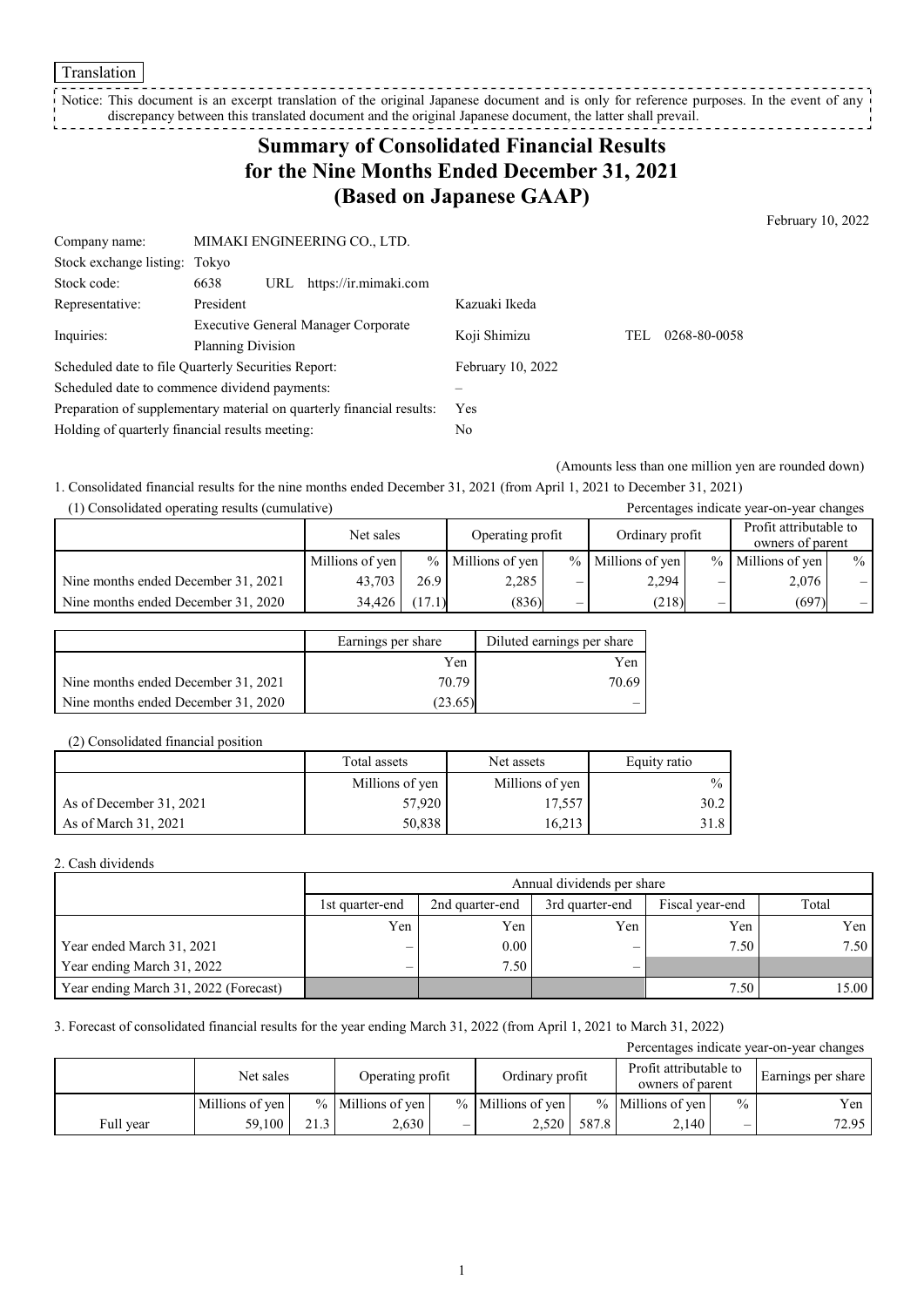Translation

Notice: This document is an excerpt translation of the original Japanese document and is only for reference purposes. In the event of any discrepancy between this translated document and the original Japanese document, the latter shall prevail.

# Summary of Consolidated Financial Results for the Nine Months Ended December 31, 2021 (Based on Japanese GAAP)

February 10, 2022

| | | | |
|---|---|---|---|
| Company name: | MIMAKI ENGINEERING CO., LTD. | | |
| Stock exchange listing: | Tokyo | | |
| Stock code: | 6638 URL https://ir.mimaki.com | | |
| Representative: | President | Kazuaki Ikeda | |
| Inquiries: | Executive General Manager Corporate Planning Division | Koji Shimizu | TEL 0268-80-0058 |
| Scheduled date to file Quarterly Securities Report: | | February 10, 2022 | |
| Scheduled date to commence dividend payments: | | – | |
| Preparation of supplementary material on quarterly financial results: | | Yes | |
| Holding of quarterly financial results meeting: | | No | |

(Amounts less than one million yen are rounded down)

1. Consolidated financial results for the nine months ended December 31, 2021 (from April 1, 2021 to December 31, 2021)

(1) Consolidated operating results (cumulative)

Percentages indicate year-on-year changes

| | Net sales | | Operating profit | | Ordinary profit | | Profit attributable to owners of parent | |
|---|---|---|---|---|---|---|---|---|
| | Millions of yen | % | Millions of yen | % | Millions of yen | % | Millions of yen | % |
| Nine months ended December 31, 2021 | 43,703 | 26.9 | 2,285 | – | 2,294 | – | 2,076 | – |
| Nine months ended December 31, 2020 | 34,426 | (17.1) | (836) | – | (218) | – | (697) | – |

| | Earnings per share | Diluted earnings per share |
|---|---|---|
| | Yen | Yen |
| Nine months ended December 31, 2021 | 70.79 | 70.69 |
| Nine months ended December 31, 2020 | (23.65) | – |

(2) Consolidated financial position

| | Total assets | Net assets | Equity ratio |
|---|---|---|---|
| | Millions of yen | Millions of yen | % |
| As of December 31, 2021 | 57,920 | 17,557 | 30.2 |
| As of March 31, 2021 | 50,838 | 16,213 | 31.8 |

2. Cash dividends

| | Annual dividends per share | | | | |
|---|---|---|---|---|---|
| | 1st quarter-end | 2nd quarter-end | 3rd quarter-end | Fiscal year-end | Total |
| | Yen | Yen | Yen | Yen | Yen |
| Year ended March 31, 2021 | – | 0.00 | – | 7.50 | 7.50 |
| Year ending March 31, 2022 | – | 7.50 | – | | |
| Year ending March 31, 2022 (Forecast) | | | | 7.50 | 15.00 |

3. Forecast of consolidated financial results for the year ending March 31, 2022 (from April 1, 2021 to March 31, 2022)

Percentages indicate year-on-year changes

| | Net sales | | Operating profit | | Ordinary profit | | Profit attributable to owners of parent | | Earnings per share |
|---|---|---|---|---|---|---|---|---|---|
| | Millions of yen | % | Millions of yen | % | Millions of yen | % | Millions of yen | % | Yen |
| Full year | 59,100 | 21.3 | 2,630 | – | 2,520 | 587.8 | 2,140 | – | 72.95 |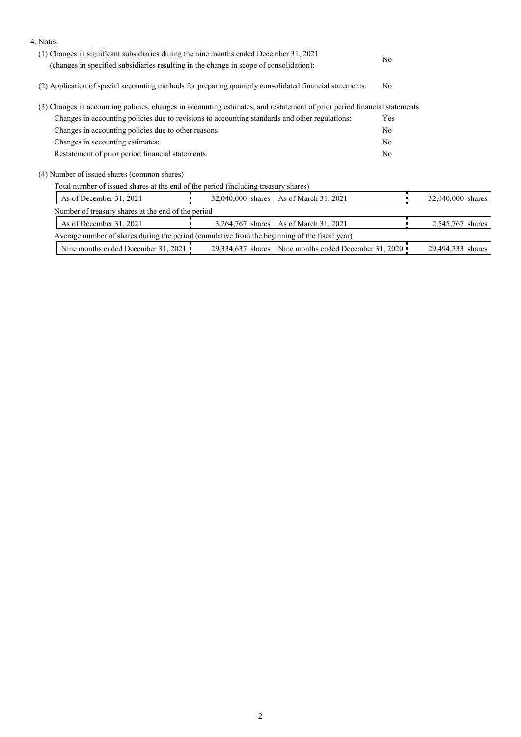4. Notes

(1) Changes in significant subsidiaries during the nine months ended December 31, 2021 (changes in specified subsidiaries resulting in the change in scope of consolidation): No

(2) Application of special accounting methods for preparing quarterly consolidated financial statements: No

(3) Changes in accounting policies, changes in accounting estimates, and restatement of prior period financial statements

| | |
|---|---|
| Changes in accounting policies due to revisions to accounting standards and other regulations: | Yes |
| Changes in accounting policies due to other reasons: | No |
| Changes in accounting estimates: | No |
| Restatement of prior period financial statements: | No |

(4) Number of issued shares (common shares)

Total number of issued shares at the end of the period (including treasury shares)

| | | | |
|---|---|---|---|
| As of December 31, 2021 | 32,040,000 shares | As of March 31, 2021 | 32,040,000 shares |

Number of treasury shares at the end of the period

| | | | |
|---|---|---|---|
| As of December 31, 2021 | 3,264,767 shares | As of March 31, 2021 | 2,545,767 shares |

Average number of shares during the period (cumulative from the beginning of the fiscal year)

| | | | |
|---|---|---|---|
| Nine months ended December 31, 2021 | 29,334,637 shares | Nine months ended December 31, 2020 | 29,494,233 shares |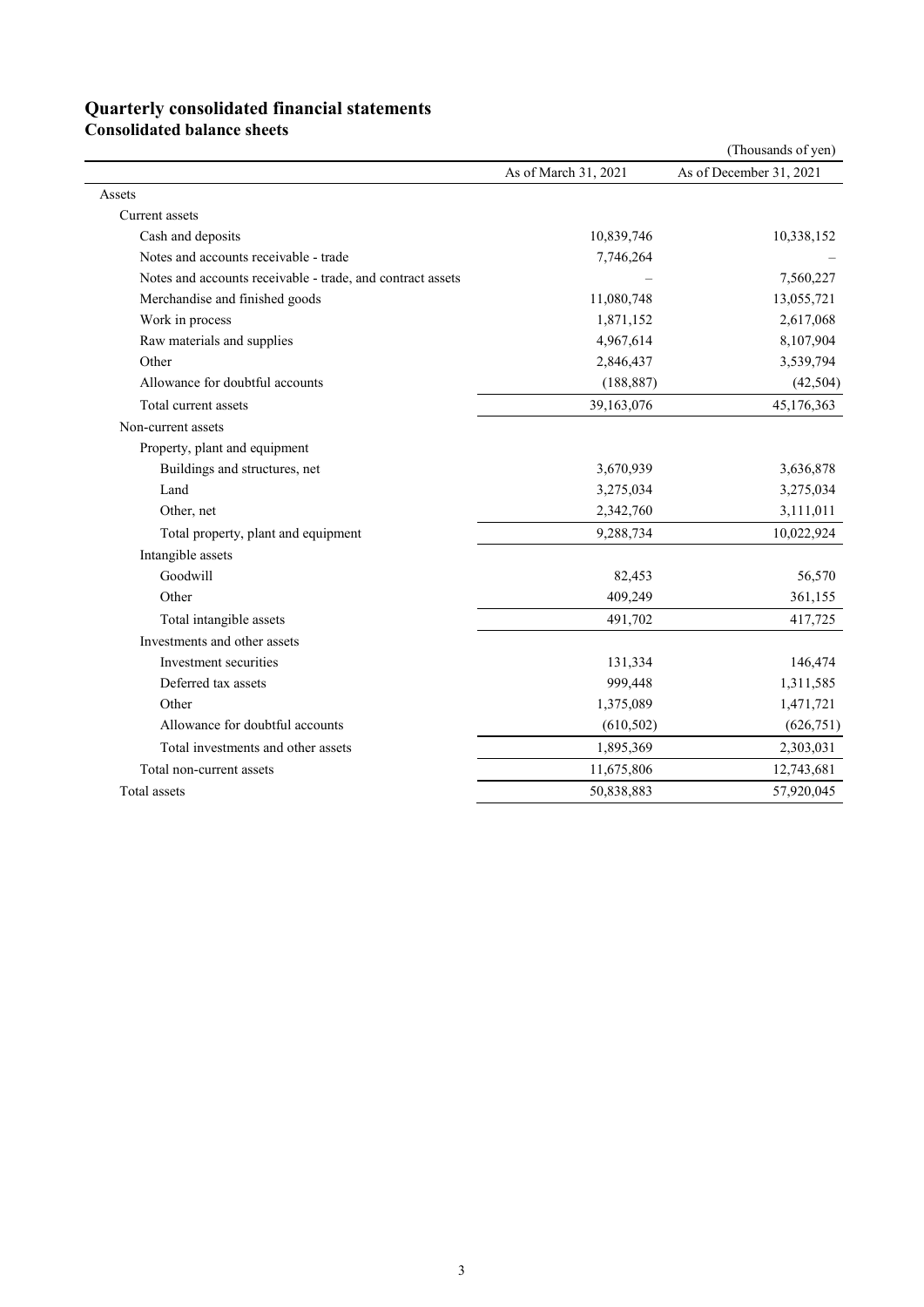# Quarterly consolidated financial statements

## Consolidated balance sheets

(Thousands of yen)

| | As of March 31, 2021 | As of December 31, 2021 |
|---|---|---|
| Assets | | |
| Current assets | | |
| Cash and deposits | 10,839,746 | 10,338,152 |
| Notes and accounts receivable - trade | 7,746,264 | – |
| Notes and accounts receivable - trade, and contract assets | – | 7,560,227 |
| Merchandise and finished goods | 11,080,748 | 13,055,721 |
| Work in process | 1,871,152 | 2,617,068 |
| Raw materials and supplies | 4,967,614 | 8,107,904 |
| Other | 2,846,437 | 3,539,794 |
| Allowance for doubtful accounts | (188,887) | (42,504) |
| Total current assets | 39,163,076 | 45,176,363 |
| Non-current assets | | |
| Property, plant and equipment | | |
| Buildings and structures, net | 3,670,939 | 3,636,878 |
| Land | 3,275,034 | 3,275,034 |
| Other, net | 2,342,760 | 3,111,011 |
| Total property, plant and equipment | 9,288,734 | 10,022,924 |
| Intangible assets | | |
| Goodwill | 82,453 | 56,570 |
| Other | 409,249 | 361,155 |
| Total intangible assets | 491,702 | 417,725 |
| Investments and other assets | | |
| Investment securities | 131,334 | 146,474 |
| Deferred tax assets | 999,448 | 1,311,585 |
| Other | 1,375,089 | 1,471,721 |
| Allowance for doubtful accounts | (610,502) | (626,751) |
| Total investments and other assets | 1,895,369 | 2,303,031 |
| Total non-current assets | 11,675,806 | 12,743,681 |
| Total assets | 50,838,883 | 57,920,045 |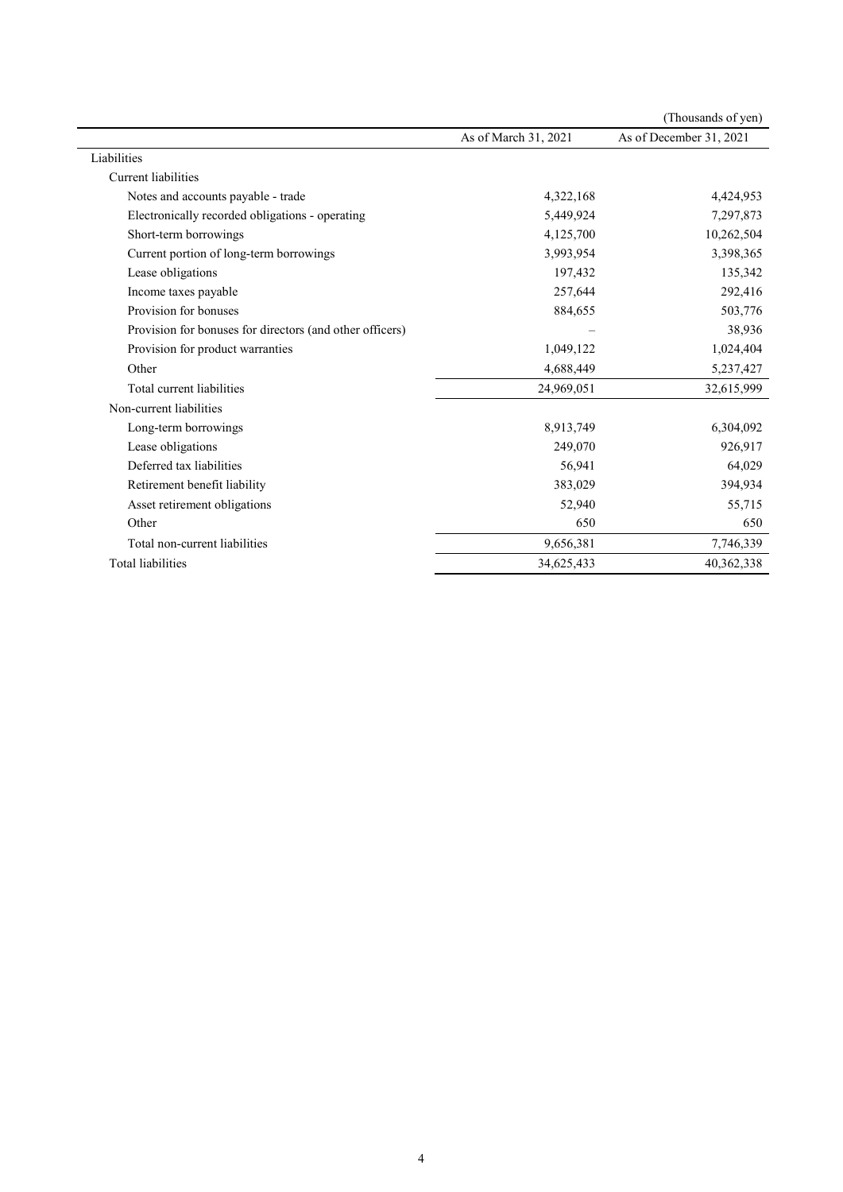(Thousands of yen)

| | As of March 31, 2021 | As of December 31, 2021 |
|---|---|---|
| Liabilities | | |
| Current liabilities | | |
| Notes and accounts payable - trade | 4,322,168 | 4,424,953 |
| Electronically recorded obligations - operating | 5,449,924 | 7,297,873 |
| Short-term borrowings | 4,125,700 | 10,262,504 |
| Current portion of long-term borrowings | 3,993,954 | 3,398,365 |
| Lease obligations | 197,432 | 135,342 |
| Income taxes payable | 257,644 | 292,416 |
| Provision for bonuses | 884,655 | 503,776 |
| Provision for bonuses for directors (and other officers) | – | 38,936 |
| Provision for product warranties | 1,049,122 | 1,024,404 |
| Other | 4,688,449 | 5,237,427 |
| Total current liabilities | 24,969,051 | 32,615,999 |
| Non-current liabilities | | |
| Long-term borrowings | 8,913,749 | 6,304,092 |
| Lease obligations | 249,070 | 926,917 |
| Deferred tax liabilities | 56,941 | 64,029 |
| Retirement benefit liability | 383,029 | 394,934 |
| Asset retirement obligations | 52,940 | 55,715 |
| Other | 650 | 650 |
| Total non-current liabilities | 9,656,381 | 7,746,339 |
| Total liabilities | 34,625,433 | 40,362,338 |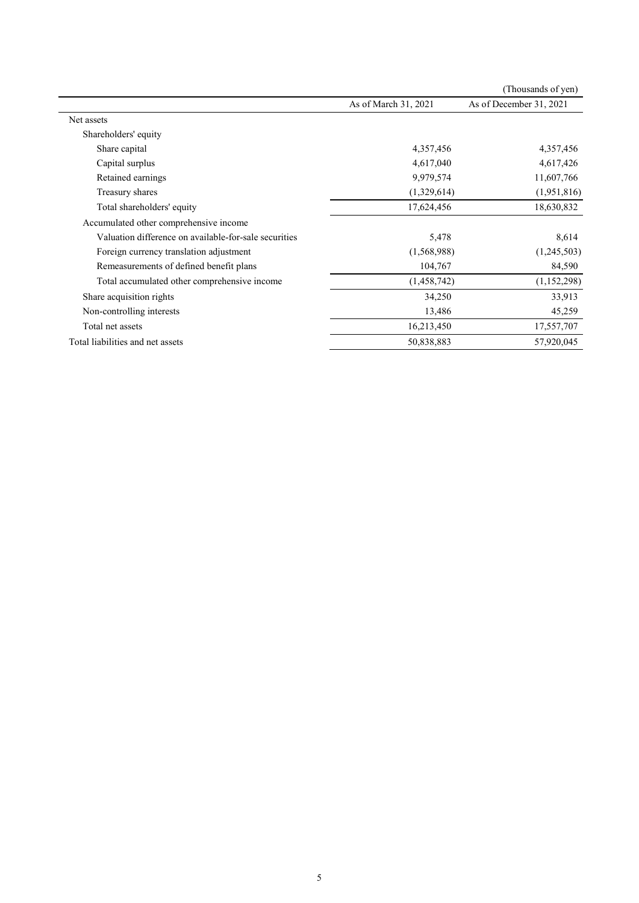(Thousands of yen)

| | As of March 31, 2021 | As of December 31, 2021 |
|---|---|---|
| Net assets | | |
| Shareholders' equity | | |
| Share capital | 4,357,456 | 4,357,456 |
| Capital surplus | 4,617,040 | 4,617,426 |
| Retained earnings | 9,979,574 | 11,607,766 |
| Treasury shares | (1,329,614) | (1,951,816) |
| Total shareholders' equity | 17,624,456 | 18,630,832 |
| Accumulated other comprehensive income | | |
| Valuation difference on available-for-sale securities | 5,478 | 8,614 |
| Foreign currency translation adjustment | (1,568,988) | (1,245,503) |
| Remeasurements of defined benefit plans | 104,767 | 84,590 |
| Total accumulated other comprehensive income | (1,458,742) | (1,152,298) |
| Share acquisition rights | 34,250 | 33,913 |
| Non-controlling interests | 13,486 | 45,259 |
| Total net assets | 16,213,450 | 17,557,707 |
| Total liabilities and net assets | 50,838,883 | 57,920,045 |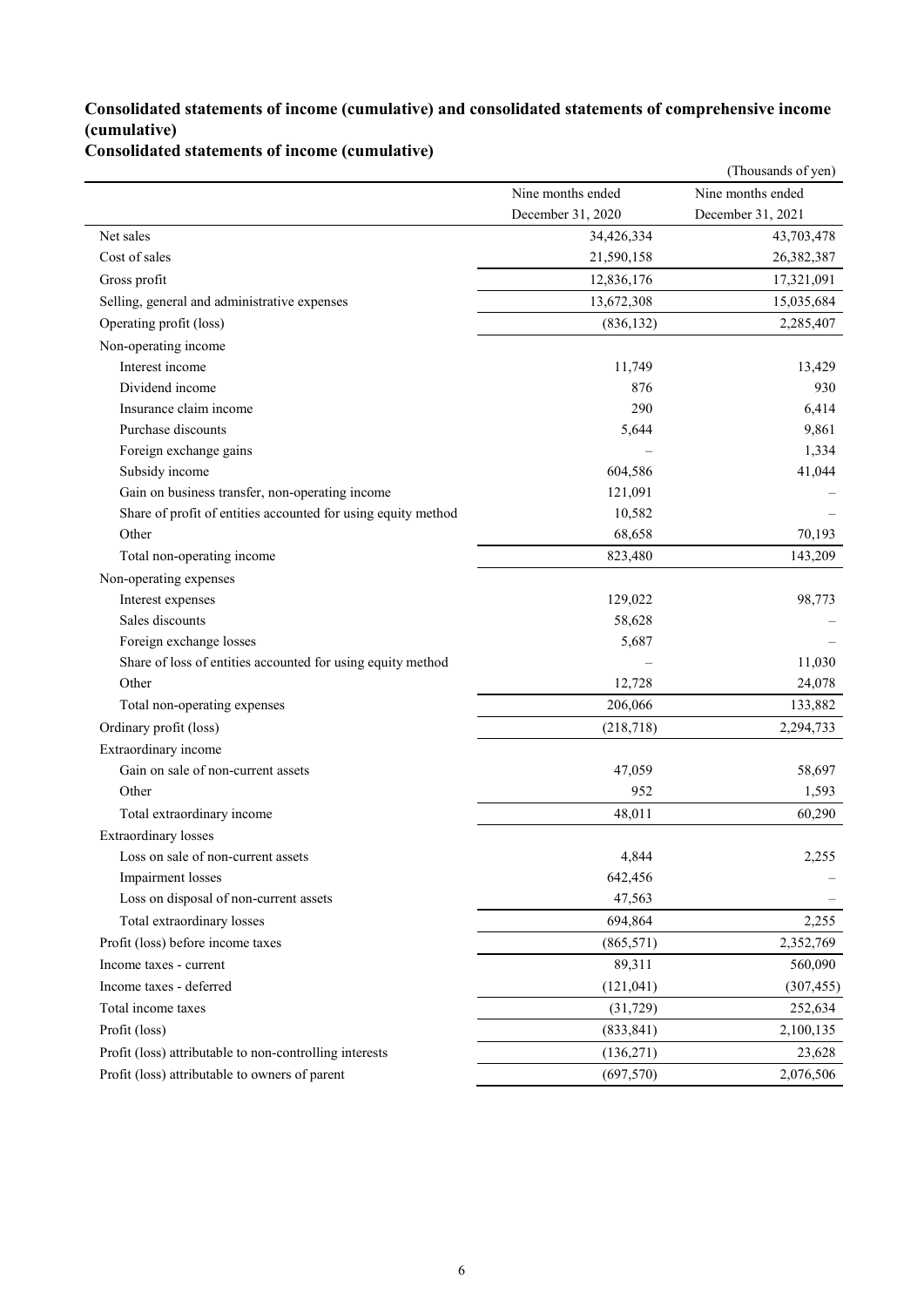## Consolidated statements of income (cumulative) and consolidated statements of comprehensive income (cumulative)

### Consolidated statements of income (cumulative)

(Thousands of yen)

| | Nine months ended December 31, 2020 | Nine months ended December 31, 2021 |
|---|---|---|
| Net sales | 34,426,334 | 43,703,478 |
| Cost of sales | 21,590,158 | 26,382,387 |
| Gross profit | 12,836,176 | 17,321,091 |
| Selling, general and administrative expenses | 13,672,308 | 15,035,684 |
| Operating profit (loss) | (836,132) | 2,285,407 |
| Non-operating income | | |
| Interest income | 11,749 | 13,429 |
| Dividend income | 876 | 930 |
| Insurance claim income | 290 | 6,414 |
| Purchase discounts | 5,644 | 9,861 |
| Foreign exchange gains | – | 1,334 |
| Subsidy income | 604,586 | 41,044 |
| Gain on business transfer, non-operating income | 121,091 | – |
| Share of profit of entities accounted for using equity method | 10,582 | – |
| Other | 68,658 | 70,193 |
| Total non-operating income | 823,480 | 143,209 |
| Non-operating expenses | | |
| Interest expenses | 129,022 | 98,773 |
| Sales discounts | 58,628 | – |
| Foreign exchange losses | 5,687 | – |
| Share of loss of entities accounted for using equity method | – | 11,030 |
| Other | 12,728 | 24,078 |
| Total non-operating expenses | 206,066 | 133,882 |
| Ordinary profit (loss) | (218,718) | 2,294,733 |
| Extraordinary income | | |
| Gain on sale of non-current assets | 47,059 | 58,697 |
| Other | 952 | 1,593 |
| Total extraordinary income | 48,011 | 60,290 |
| Extraordinary losses | | |
| Loss on sale of non-current assets | 4,844 | 2,255 |
| Impairment losses | 642,456 | – |
| Loss on disposal of non-current assets | 47,563 | – |
| Total extraordinary losses | 694,864 | 2,255 |
| Profit (loss) before income taxes | (865,571) | 2,352,769 |
| Income taxes - current | 89,311 | 560,090 |
| Income taxes - deferred | (121,041) | (307,455) |
| Total income taxes | (31,729) | 252,634 |
| Profit (loss) | (833,841) | 2,100,135 |
| Profit (loss) attributable to non-controlling interests | (136,271) | 23,628 |
| Profit (loss) attributable to owners of parent | (697,570) | 2,076,506 |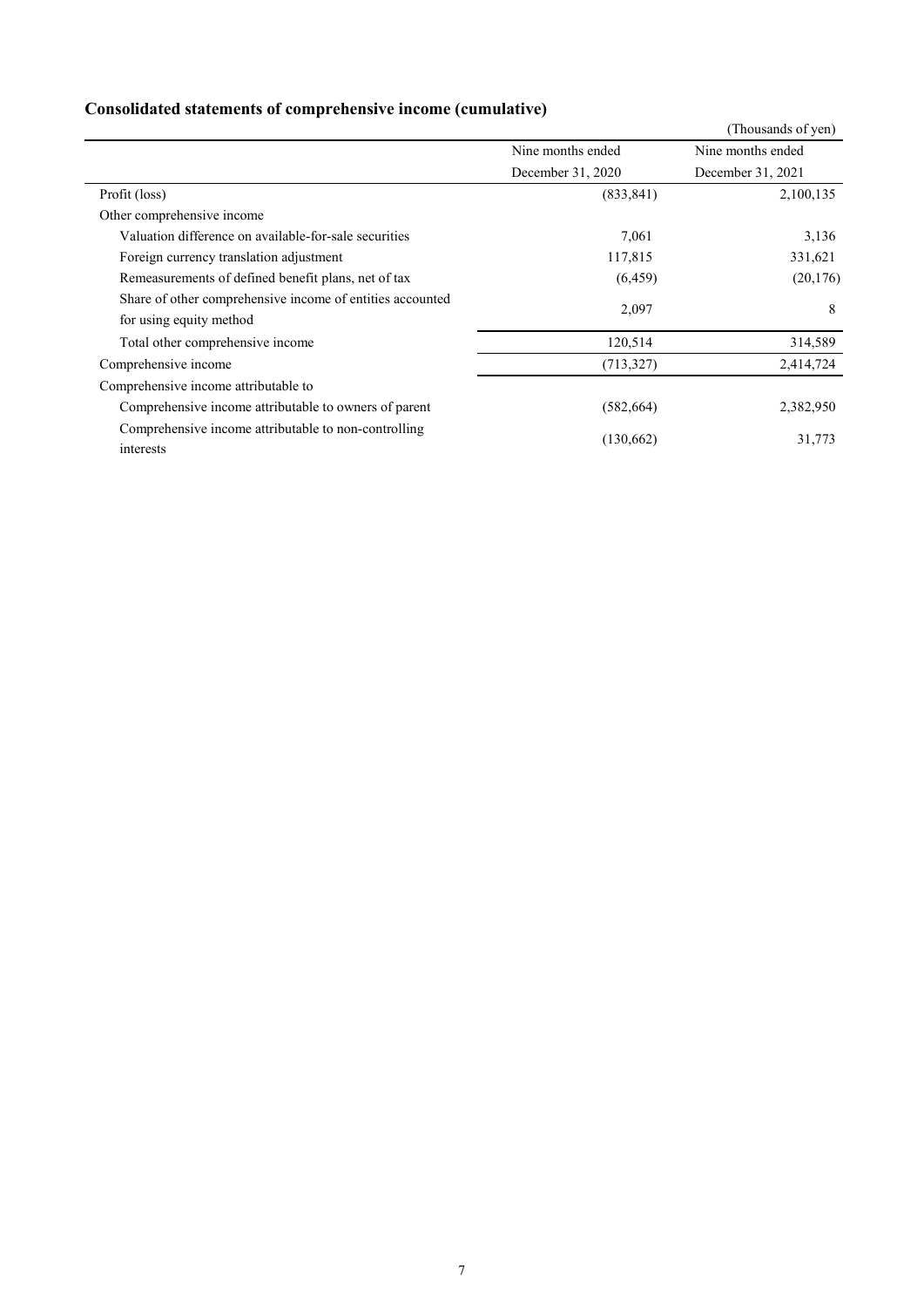## Consolidated statements of comprehensive income (cumulative)

(Thousands of yen)

| | Nine months ended December 31, 2020 | Nine months ended December 31, 2021 |
|---|---|---|
| Profit (loss) | (833,841) | 2,100,135 |
| Other comprehensive income | | |
| Valuation difference on available-for-sale securities | 7,061 | 3,136 |
| Foreign currency translation adjustment | 117,815 | 331,621 |
| Remeasurements of defined benefit plans, net of tax | (6,459) | (20,176) |
| Share of other comprehensive income of entities accounted for using equity method | 2,097 | 8 |
| Total other comprehensive income | 120,514 | 314,589 |
| Comprehensive income | (713,327) | 2,414,724 |
| Comprehensive income attributable to | | |
| Comprehensive income attributable to owners of parent | (582,664) | 2,382,950 |
| Comprehensive income attributable to non-controlling interests | (130,662) | 31,773 |